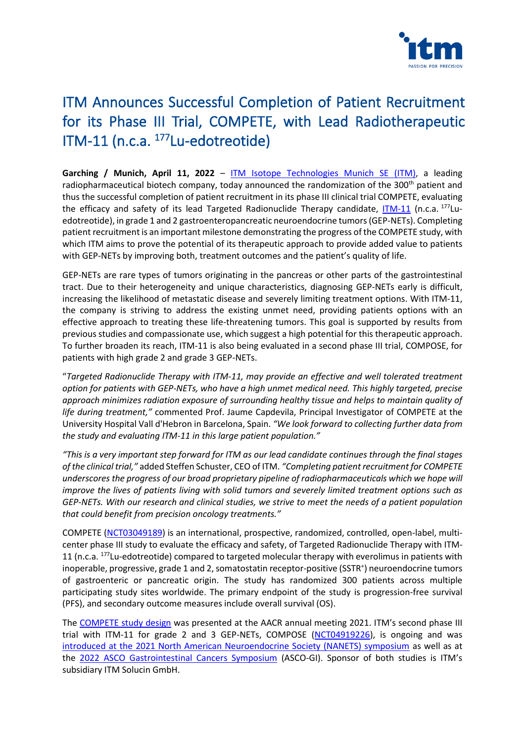# ITM Announces Successful Completion of Patient Recruitment for its Phase III Trial, COMPETE, with Lead Radiotherapeutic ITM-11 (n.c.a. $^{177}$Lu-edotreotide)

**Garching / Munich, April 11, 2022** – [ITM Isotope Technologies Munich SE (ITM)](), a leading radiopharmaceutical biotech company, today announced the randomization of the 300$^{th}$ patient and thus the successful completion of patient recruitment in its phase III clinical trial COMPETE, evaluating the efficacy and safety of its lead Targeted Radionuclide Therapy candidate, [ITM-11]() (n.c.a. $^{177}$Lu-edotreotide), in grade 1 and 2 gastroenteropancreatic neuroendocrine tumors (GEP-NETs). Completing patient recruitment is an important milestone demonstrating the progress of the COMPETE study, with which ITM aims to prove the potential of its therapeutic approach to provide added value to patients with GEP-NETs by improving both, treatment outcomes and the patient's quality of life.

GEP-NETs are rare types of tumors originating in the pancreas or other parts of the gastrointestinal tract. Due to their heterogeneity and unique characteristics, diagnosing GEP-NETs early is difficult, increasing the likelihood of metastatic disease and severely limiting treatment options. With ITM-11, the company is striving to address the existing unmet need, providing patients options with an effective approach to treating these life-threatening tumors. This goal is supported by results from previous studies and compassionate use, which suggest a high potential for this therapeutic approach. To further broaden its reach, ITM-11 is also being evaluated in a second phase III trial, COMPOSE, for patients with high grade 2 and grade 3 GEP-NETs.

"*Targeted Radionuclide Therapy with ITM-11, may provide an effective and well tolerated treatment option for patients with GEP-NETs, who have a high unmet medical need. This highly targeted, precise approach minimizes radiation exposure of surrounding healthy tissue and helps to maintain quality of life during treatment,"* commented Prof. Jaume Capdevila, Principal Investigator of COMPETE at the University Hospital Vall d'Hebron in Barcelona, Spain. *"We look forward to collecting further data from the study and evaluating ITM-11 in this large patient population."*

*"This is a very important step forward for ITM as our lead candidate continues through the final stages of the clinical trial,"* added Steffen Schuster, CEO of ITM. *"Completing patient recruitment for COMPETE underscores the progress of our broad proprietary pipeline of radiopharmaceuticals which we hope will improve the lives of patients living with solid tumors and severely limited treatment options such as GEP-NETs. With our research and clinical studies, we strive to meet the needs of a patient population that could benefit from precision oncology treatments."*

COMPETE ([NCT03049189]()) is an international, prospective, randomized, controlled, open-label, multi-center phase III study to evaluate the efficacy and safety, of Targeted Radionuclide Therapy with ITM-11 (n.c.a. $^{177}$Lu-edotreotide) compared to targeted molecular therapy with everolimus in patients with inoperable, progressive, grade 1 and 2, somatostatin receptor-positive (SSTR$^{+}$) neuroendocrine tumors of gastroenteric or pancreatic origin. The study has randomized 300 patients across multiple participating study sites worldwide. The primary endpoint of the study is progression-free survival (PFS), and secondary outcome measures include overall survival (OS).

The [COMPETE study design]() was presented at the AACR annual meeting 2021. ITM's second phase III trial with ITM-11 for grade 2 and 3 GEP-NETs, COMPOSE ([NCT04919226]()), is ongoing and was [introduced at the 2021 North American Neuroendocrine Society (NANETS) symposium]() as well as at the [2022 ASCO Gastrointestinal Cancers Symposium]() (ASCO-GI). Sponsor of both studies is ITM's subsidiary ITM Solucin GmbH.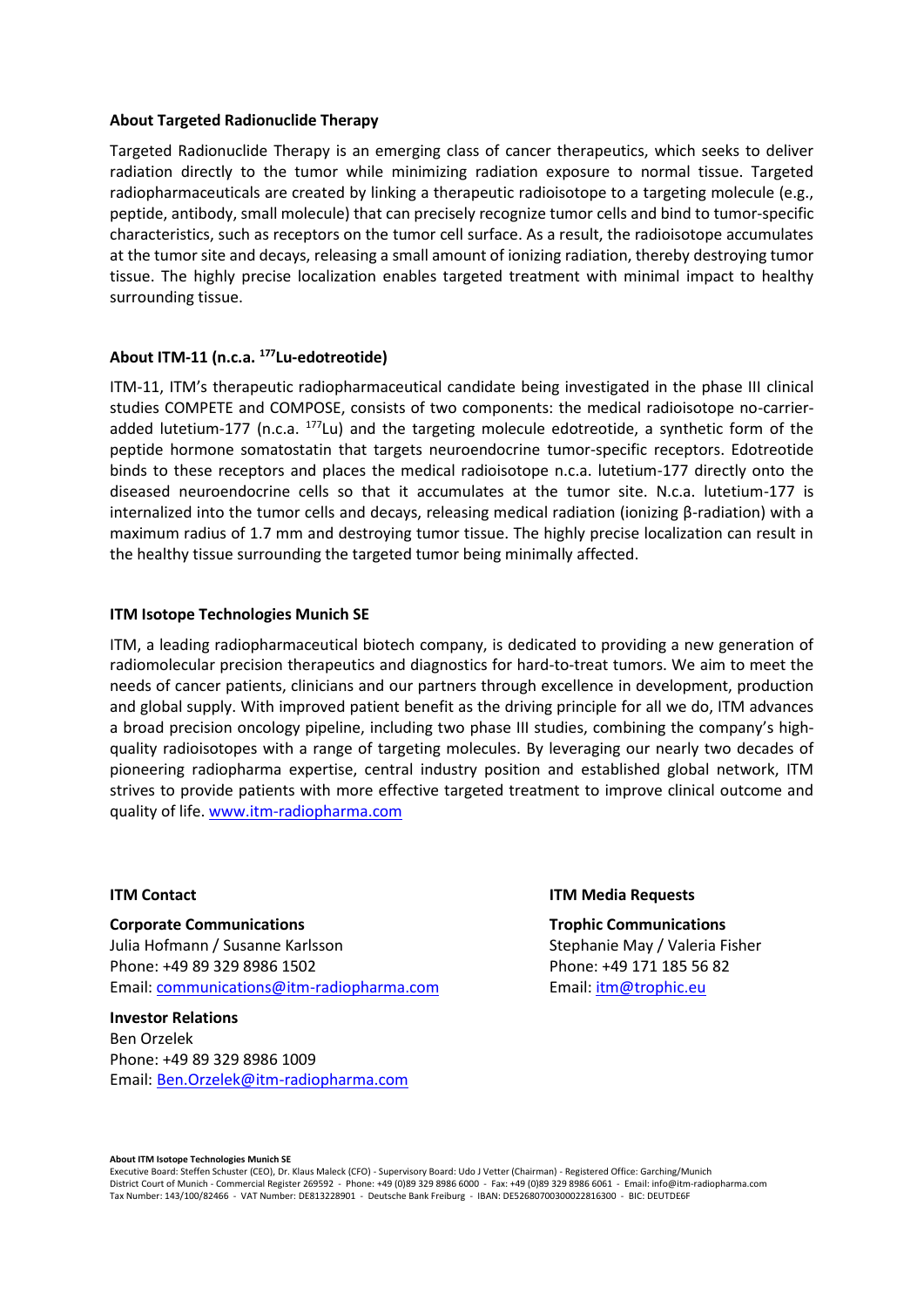### About Targeted Radionuclide Therapy

Targeted Radionuclide Therapy is an emerging class of cancer therapeutics, which seeks to deliver radiation directly to the tumor while minimizing radiation exposure to normal tissue. Targeted radiopharmaceuticals are created by linking a therapeutic radioisotope to a targeting molecule (e.g., peptide, antibody, small molecule) that can precisely recognize tumor cells and bind to tumor-specific characteristics, such as receptors on the tumor cell surface. As a result, the radioisotope accumulates at the tumor site and decays, releasing a small amount of ionizing radiation, thereby destroying tumor tissue. The highly precise localization enables targeted treatment with minimal impact to healthy surrounding tissue.

### About ITM-11 (n.c.a. $^{177}$Lu-edotreotide)

ITM-11, ITM's therapeutic radiopharmaceutical candidate being investigated in the phase III clinical studies COMPETE and COMPOSE, consists of two components: the medical radioisotope no-carrier-added lutetium-177 (n.c.a. $^{177}$Lu) and the targeting molecule edotreotide, a synthetic form of the peptide hormone somatostatin that targets neuroendocrine tumor-specific receptors. Edotreotide binds to these receptors and places the medical radioisotope n.c.a. lutetium-177 directly onto the diseased neuroendocrine cells so that it accumulates at the tumor site. N.c.a. lutetium-177 is internalized into the tumor cells and decays, releasing medical radiation (ionizing β-radiation) with a maximum radius of 1.7 mm and destroying tumor tissue. The highly precise localization can result in the healthy tissue surrounding the targeted tumor being minimally affected.

### ITM Isotope Technologies Munich SE

ITM, a leading radiopharmaceutical biotech company, is dedicated to providing a new generation of radiomolecular precision therapeutics and diagnostics for hard-to-treat tumors. We aim to meet the needs of cancer patients, clinicians and our partners through excellence in development, production and global supply. With improved patient benefit as the driving principle for all we do, ITM advances a broad precision oncology pipeline, including two phase III studies, combining the company's high-quality radioisotopes with a range of targeting molecules. By leveraging our nearly two decades of pioneering radiopharma expertise, central industry position and established global network, ITM strives to provide patients with more effective targeted treatment to improve clinical outcome and quality of life. www.itm-radiopharma.com

**ITM Contact**

**Corporate Communications**
Julia Hofmann / Susanne Karlsson
Phone: +49 89 329 8986 1502
Email: communications@itm-radiopharma.com

**Investor Relations**
Ben Orzelek
Phone: +49 89 329 8986 1009
Email: Ben.Orzelek@itm-radiopharma.com

**ITM Media Requests**

**Trophic Communications**
Stephanie May / Valeria Fisher
Phone: +49 171 185 56 82
Email: itm@trophic.eu

**About ITM Isotope Technologies Munich SE**
Executive Board: Steffen Schuster (CEO), Dr. Klaus Maleck (CFO) - Supervisory Board: Udo J Vetter (Chairman) - Registered Office: Garching/Munich
District Court of Munich - Commercial Register 269592 - Phone: +49 (0)89 329 8986 6000 - Fax: +49 (0)89 329 8986 6061 - Email: info@itm-radiopharma.com
Tax Number: 143/100/82466 - VAT Number: DE813228901 - Deutsche Bank Freiburg - IBAN: DE52680700300022816300 - BIC: DEUTDE6F